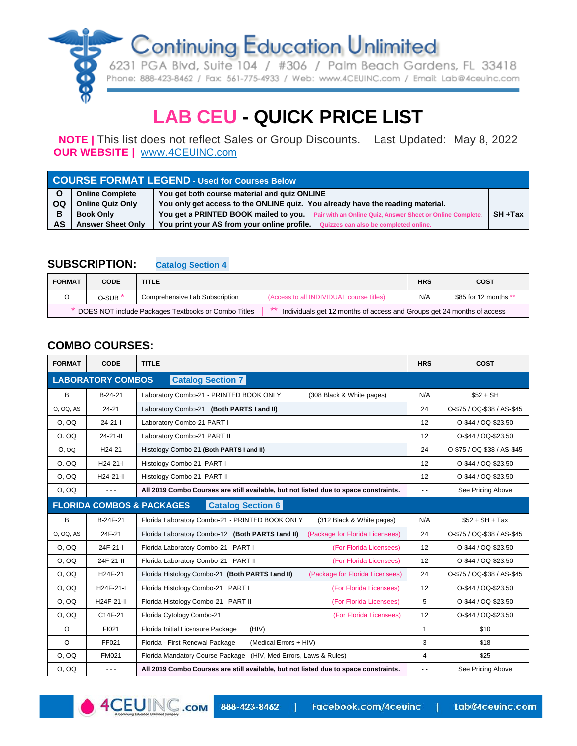# Continuing Education Unlimited

6231 PGA Blvd, Suite 104 / #306 / Palm Beach Gardens, FL 33418

Phone: 888-423-8462 / Fax: 561-775-4933 / Web: www.4CEUINC.com / Email: Lab@4ceuinc.com

# LAB CEU - QUICK PRICE LIST

**NOTE |** This list does not reflect Sales or Group Discounts. Last Updated: May 8, 2022

**OUR WEBSITE |** www.4CEUINC.com

| COURSE FORMAT LEGEND - Used for Courses Below | | | |
|---|---|---|---|
| **O** | **Online Complete** | **You get both course material and quiz ONLINE** | |
| **OQ** | **Online Quiz Only** | **You only get access to the ONLINE quiz. You already have the reading material.** | |
| **B** | **Book Only** | **You get a PRINTED BOOK mailed to you.** Pair with an Online Quiz, Answer Sheet or Online Complete. | **SH +Tax** |
| **AS** | **Answer Sheet Only** | **You print your AS from your online profile.** Quizzes can also be completed online. | |

## SUBSCRIPTION: Catalog Section 4

| FORMAT | CODE | TITLE | HRS | COST |
|---|---|---|---|---|
| O | O-SUB * | Comprehensive Lab Subscription (Access to all INDIVIDUAL course titles) | N/A | $85 for 12 months ** |

\* DOES NOT include Packages Textbooks or Combo Titles | ** Individuals get 12 months of access and Groups get 24 months of access

## COMBO COURSES:

| FORMAT | CODE | TITLE | HRS | COST |
|---|---|---|---|---|
| **LABORATORY COMBOS** | **Catalog Section 7** | | | |
| B | B-24-21 | Laboratory Combo-21 - PRINTED BOOK ONLY (308 Black & White pages) | N/A | $52 + SH |
| O, OQ, AS | 24-21 | Laboratory Combo-21 **(Both PARTS I and II)** | 24 | O-$75 / OQ-$38 / AS-$45 |
| O, OQ | 24-21-I | Laboratory Combo-21 PART I | 12 | O-$44 / OQ-$23.50 |
| O. OQ | 24-21-II | Laboratory Combo-21 PART II | 12 | O-$44 / OQ-$23.50 |
| O, OQ | H24-21 | Histology Combo-21 **(Both PARTS I and II)** | 24 | O-$75 / OQ-$38 / AS-$45 |
| O, OQ | H24-21-I | Histology Combo-21 PART I | 12 | O-$44 / OQ-$23.50 |
| O, OQ | H24-21-II | Histology Combo-21 PART II | 12 | O-$44 / OQ-$23.50 |
| O, OQ | - - - | **All 2019 Combo Courses are still available, but not listed due to space constraints.** | - - | See Pricing Above |
| **FLORIDA COMBOS & PACKAGES** | **Catalog Section 6** | | | |
| B | B-24F-21 | Florida Laboratory Combo-21 - PRINTED BOOK ONLY (312 Black & White pages) | N/A | $52 + SH + Tax |
| O, OQ, AS | 24F-21 | Florida Laboratory Combo-12 **(Both PARTS I and II)** (Package for Florida Licensees) | 24 | O-$75 / OQ-$38 / AS-$45 |
| O, OQ | 24F-21-I | Florida Laboratory Combo-21 PART I (For Florida Licensees) | 12 | O-$44 / OQ-$23.50 |
| O, OQ | 24F-21-II | Florida Laboratory Combo-21 PART II (For Florida Licensees) | 12 | O-$44 / OQ-$23.50 |
| O, OQ | H24F-21 | Florida Histology Combo-21 **(Both PARTS I and II)** (Package for Florida Licensees) | 24 | O-$75 / OQ-$38 / AS-$45 |
| O, OQ | H24F-21-I | Florida Histology Combo-21 PART I (For Florida Licensees) | 12 | O-$44 / OQ-$23.50 |
| O, OQ | H24F-21-II | Florida Histology Combo-21 PART II (For Florida Licensees) | 5 | O-$44 / OQ-$23.50 |
| O, OQ | C14F-21 | Florida Cytology Combo-21 (For Florida Licensees) | 12 | O-$44 / OQ-$23.50 |
| O | FI021 | Florida Initial Licensure Package (HIV) | 1 | $10 |
| O | FF021 | Florida - First Renewal Package (Medical Errors + HIV) | 3 | $18 |
| O, OQ | FM021 | Florida Mandatory Course Package (HIV, Med Errors, Laws & Rules) | 4 | $25 |
| O, OQ | - - - | **All 2019 Combo Courses are still available, but not listed due to space constraints.** | - - | See Pricing Above |

4CEUINC.com | 888-423-8462 | Facebook.com/4ceuinc | Lab@4ceuinc.com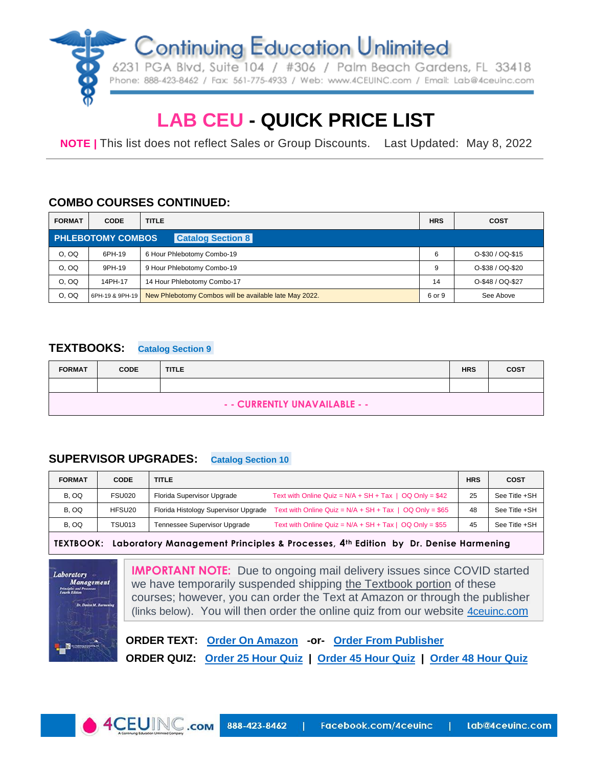# LAB CEU - QUICK PRICE LIST

**NOTE |** This list does not reflect Sales or Group Discounts. Last Updated: May 8, 2022

## COMBO COURSES CONTINUED:

| FORMAT | CODE | TITLE | HRS | COST |
|---|---|---|---|---|
| **PHLEBOTOMY COMBOS** Catalog Section 8 | | | | |
| O, OQ | 6PH-19 | 6 Hour Phlebotomy Combo-19 | 6 | O-$30 / OQ-$15 |
| O, OQ | 9PH-19 | 9 Hour Phlebotomy Combo-19 | 9 | O-$38 / OQ-$20 |
| O, OQ | 14PH-17 | 14 Hour Phlebotomy Combo-17 | 14 | O-$48 / OQ-$27 |
| O, OQ | 6PH-19 & 9PH-19 | New Phlebotomy Combos will be available late May 2022. | 6 or 9 | See Above |

## TEXTBOOKS: Catalog Section 9

| FORMAT | CODE | TITLE | HRS | COST |
|---|---|---|---|---|
| | | | | |
| - - CURRENTLY UNAVAILABLE - - | | | | |

## SUPERVISOR UPGRADES: Catalog Section 10

| FORMAT | CODE | TITLE | HRS | COST |
|---|---|---|---|---|
| B, OQ | FSU020 | Florida Supervisor Upgrade — Text with Online Quiz = N/A + SH + Tax \| OQ Only = $42 | 25 | See Title +SH |
| B, OQ | HFSU20 | Florida Histology Supervisor Upgrade — Text with Online Quiz = N/A + SH + Tax \| OQ Only = $65 | 48 | See Title +SH |
| B, OQ | TSU013 | Tennessee Supervisor Upgrade — Text with Online Quiz = N/A + SH + Tax \| OQ Only = $55 | 45 | See Title +SH |
| **TEXTBOOK: Laboratory Management Principles & Processes, 4th Edition by Dr. Denise Harmening** | | | | |

**IMPORTANT NOTE:** Due to ongoing mail delivery issues since COVID started we have temporarily suspended shipping the Textbook portion of these courses; however, you can order the Text at Amazon or through the publisher (links below). You will then order the online quiz from our website 4ceuinc.com

**ORDER TEXT:** Order On Amazon -or- Order From Publisher

**ORDER QUIZ:** Order 25 Hour Quiz | Order 45 Hour Quiz | Order 48 Hour Quiz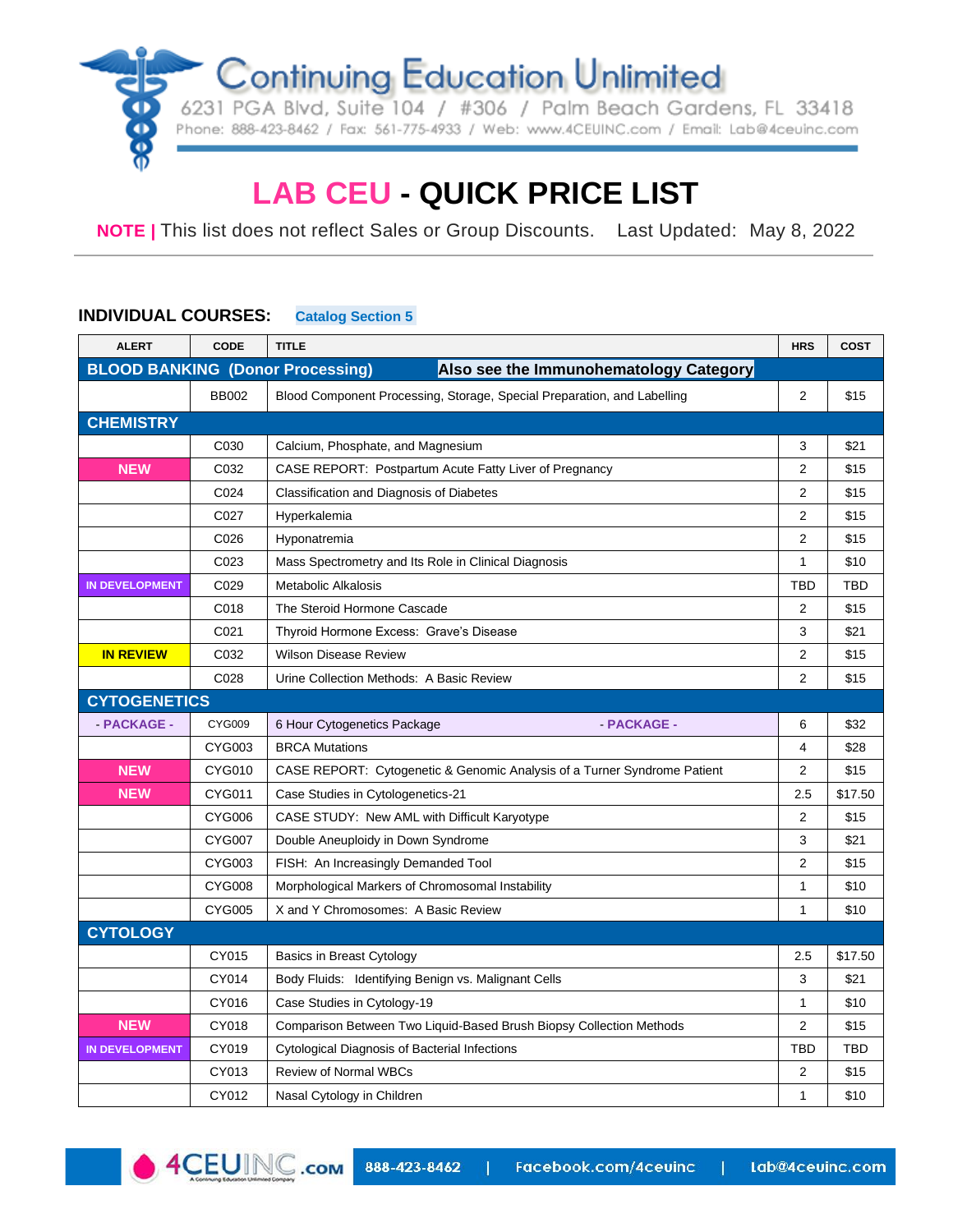# Continuing Education Unlimited

6231 PGA Blvd, Suite 104 / #306 / Palm Beach Gardens, FL 33418
Phone: 888-423-8462 / Fax: 561-775-4933 / Web: www.4CEUINC.com / Email: Lab@4ceuinc.com

# LAB CEU - QUICK PRICE LIST

**NOTE |** This list does not reflect Sales or Group Discounts. Last Updated: May 8, 2022

**INDIVIDUAL COURSES:** Catalog Section 5

| ALERT | CODE | TITLE | HRS | COST |
|---|---|---|---|---|
| **BLOOD BANKING (Donor Processing)** | | **Also see the Immunohematology Category** | | |
| | BB002 | Blood Component Processing, Storage, Special Preparation, and Labelling | 2 | $15 |
| **CHEMISTRY** | | | | |
| | C030 | Calcium, Phosphate, and Magnesium | 3 | $21 |
| NEW | C032 | CASE REPORT: Postpartum Acute Fatty Liver of Pregnancy | 2 | $15 |
| | C024 | Classification and Diagnosis of Diabetes | 2 | $15 |
| | C027 | Hyperkalemia | 2 | $15 |
| | C026 | Hyponatremia | 2 | $15 |
| | C023 | Mass Spectrometry and Its Role in Clinical Diagnosis | 1 | $10 |
| IN DEVELOPMENT | C029 | Metabolic Alkalosis | TBD | TBD |
| | C018 | The Steroid Hormone Cascade | 2 | $15 |
| | C021 | Thyroid Hormone Excess: Grave's Disease | 3 | $21 |
| IN REVIEW | C032 | Wilson Disease Review | 2 | $15 |
| | C028 | Urine Collection Methods: A Basic Review | 2 | $15 |
| **CYTOGENETICS** | | | | |
| - PACKAGE - | CYG009 | 6 Hour Cytogenetics Package - PACKAGE - | 6 | $32 |
| | CYG003 | BRCA Mutations | 4 | $28 |
| NEW | CYG010 | CASE REPORT: Cytogenetic & Genomic Analysis of a Turner Syndrome Patient | 2 | $15 |
| NEW | CYG011 | Case Studies in Cytologenetics-21 | 2.5 | $17.50 |
| | CYG006 | CASE STUDY: New AML with Difficult Karyotype | 2 | $15 |
| | CYG007 | Double Aneuploidy in Down Syndrome | 3 | $21 |
| | CYG003 | FISH: An Increasingly Demanded Tool | 2 | $15 |
| | CYG008 | Morphological Markers of Chromosomal Instability | 1 | $10 |
| | CYG005 | X and Y Chromosomes: A Basic Review | 1 | $10 |
| **CYTOLOGY** | | | | |
| | CY015 | Basics in Breast Cytology | 2.5 | $17.50 |
| | CY014 | Body Fluids: Identifying Benign vs. Malignant Cells | 3 | $21 |
| | CY016 | Case Studies in Cytology-19 | 1 | $10 |
| NEW | CY018 | Comparison Between Two Liquid-Based Brush Biopsy Collection Methods | 2 | $15 |
| IN DEVELOPMENT | CY019 | Cytological Diagnosis of Bacterial Infections | TBD | TBD |
| | CY013 | Review of Normal WBCs | 2 | $15 |
| | CY012 | Nasal Cytology in Children | 1 | $10 |

4CEUINC.com | 888-423-8462 | Facebook.com/4ceuinc | Lab@4ceuinc.com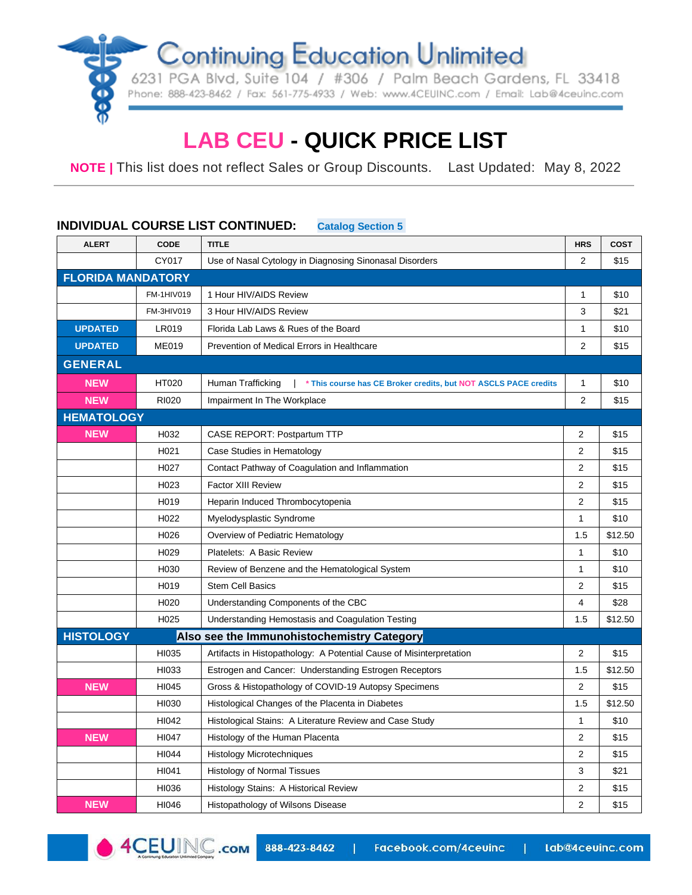# Continuing Education Unlimited

6231 PGA Blvd, Suite 104 / #306 / Palm Beach Gardens, FL 33418

Phone: 888-423-8462 / Fax: 561-775-4933 / Web: www.4CEUINC.com / Email: Lab@4ceuinc.com

# LAB CEU - QUICK PRICE LIST

**NOTE |** This list does not reflect Sales or Group Discounts. Last Updated: May 8, 2022

## INDIVIDUAL COURSE LIST CONTINUED: Catalog Section 5

| ALERT | CODE | TITLE | HRS | COST |
|---|---|---|---|---|
| | CY017 | Use of Nasal Cytology in Diagnosing Sinonasal Disorders | 2 | $15 |
| **FLORIDA MANDATORY** | | | | |
| | FM-1HIV019 | 1 Hour HIV/AIDS Review | 1 | $10 |
| | FM-3HIV019 | 3 Hour HIV/AIDS Review | 3 | $21 |
| UPDATED | LR019 | Florida Lab Laws & Rues of the Board | 1 | $10 |
| UPDATED | ME019 | Prevention of Medical Errors in Healthcare | 2 | $15 |
| **GENERAL** | | | | |
| NEW | HT020 | Human Trafficking \| * This course has CE Broker credits, but NOT ASCLS PACE credits | 1 | $10 |
| NEW | RI020 | Impairment In The Workplace | 2 | $15 |
| **HEMATOLOGY** | | | | |
| NEW | H032 | CASE REPORT: Postpartum TTP | 2 | $15 |
| | H021 | Case Studies in Hematology | 2 | $15 |
| | H027 | Contact Pathway of Coagulation and Inflammation | 2 | $15 |
| | H023 | Factor XIII Review | 2 | $15 |
| | H019 | Heparin Induced Thrombocytopenia | 2 | $15 |
| | H022 | Myelodysplastic Syndrome | 1 | $10 |
| | H026 | Overview of Pediatric Hematology | 1.5 | $12.50 |
| | H029 | Platelets: A Basic Review | 1 | $10 |
| | H030 | Review of Benzene and the Hematological System | 1 | $10 |
| | H019 | Stem Cell Basics | 2 | $15 |
| | H020 | Understanding Components of the CBC | 4 | $28 |
| | H025 | Understanding Hemostasis and Coagulation Testing | 1.5 | $12.50 |
| **HISTOLOGY** | | **Also see the Immunohistochemistry Category** | | |
| | HI035 | Artifacts in Histopathology: A Potential Cause of Misinterpretation | 2 | $15 |
| | HI033 | Estrogen and Cancer: Understanding Estrogen Receptors | 1.5 | $12.50 |
| NEW | HI045 | Gross & Histopathology of COVID-19 Autopsy Specimens | 2 | $15 |
| | HI030 | Histological Changes of the Placenta in Diabetes | 1.5 | $12.50 |
| | HI042 | Histological Stains: A Literature Review and Case Study | 1 | $10 |
| NEW | HI047 | Histology of the Human Placenta | 2 | $15 |
| | HI044 | Histology Microtechniques | 2 | $15 |
| | HI041 | Histology of Normal Tissues | 3 | $21 |
| | HI036 | Histology Stains: A Historical Review | 2 | $15 |
| NEW | HI046 | Histopathology of Wilsons Disease | 2 | $15 |

4CEUINC.com | 888-423-8462 | Facebook.com/4ceuinc | Lab@4ceuinc.com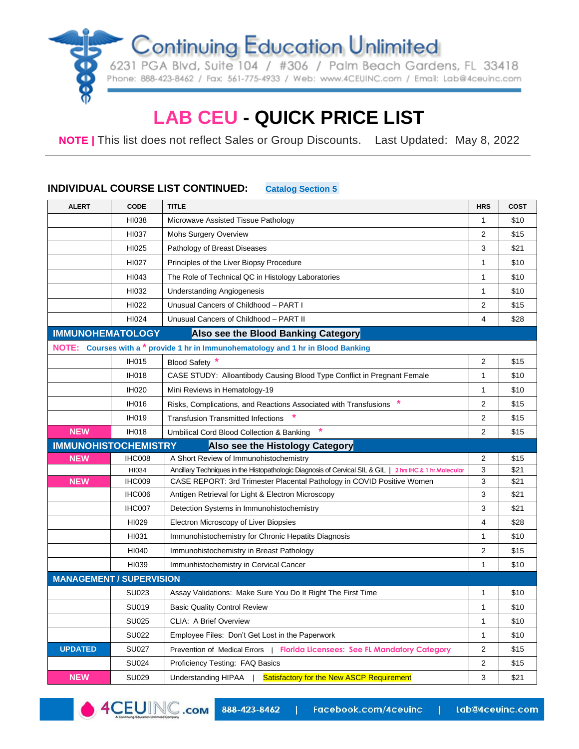# Continuing Education Unlimited

6231 PGA Blvd, Suite 104 / #306 / Palm Beach Gardens, FL 33418

Phone: 888-423-8462 / Fax: 561-775-4933 / Web: www.4CEUINC.com / Email: Lab@4ceuinc.com

# LAB CEU - QUICK PRICE LIST

**NOTE |** This list does not reflect Sales or Group Discounts. Last Updated: May 8, 2022

## INDIVIDUAL COURSE LIST CONTINUED: Catalog Section 5

| ALERT | CODE | TITLE | HRS | COST |
|---|---|---|---|---|
| | HI038 | Microwave Assisted Tissue Pathology | 1 | $10 |
| | HI037 | Mohs Surgery Overview | 2 | $15 |
| | HI025 | Pathology of Breast Diseases | 3 | $21 |
| | HI027 | Principles of the Liver Biopsy Procedure | 1 | $10 |
| | HI043 | The Role of Technical QC in Histology Laboratories | 1 | $10 |
| | HI032 | Understanding Angiogenesis | 1 | $10 |
| | HI022 | Unusual Cancers of Childhood – PART I | 2 | $15 |
| | HI024 | Unusual Cancers of Childhood – PART II | 4 | $28 |
| **IMMUNOHEMATOLOGY** | | **Also see the Blood Banking Category** | | |
| **NOTE:** Courses with a * provide 1 hr in Immunohematology and 1 hr in Blood Banking | | | | |
| | IH015 | Blood Safety * | 2 | $15 |
| | IH018 | CASE STUDY: Alloantibody Causing Blood Type Conflict in Pregnant Female | 1 | $10 |
| | IH020 | Mini Reviews in Hematology-19 | 1 | $10 |
| | IH016 | Risks, Complications, and Reactions Associated with Transfusions * | 2 | $15 |
| | IH019 | Transfusion Transmitted Infections * | 2 | $15 |
| NEW | IH018 | Umbilical Cord Blood Collection & Banking * | 2 | $15 |
| **IMMUNOHISTOCHEMISTRY** | | **Also see the Histology Category** | | |
| NEW | IHC008 | A Short Review of Immunohistochemistry | 2 | $15 |
| | HI034 | Ancillary Techniques in the Histopathologic Diagnosis of Cervical SIL & GIL \| 2 hrs IHC & 1 hr Molecular | 3 | $21 |
| NEW | IHC009 | CASE REPORT: 3rd Trimester Placental Pathology in COVID Positive Women | 3 | $21 |
| | IHC006 | Antigen Retrieval for Light & Electron Microscopy | 3 | $21 |
| | IHC007 | Detection Systems in Immunohistochemistry | 3 | $21 |
| | HI029 | Electron Microscopy of Liver Biopsies | 4 | $28 |
| | HI031 | Immunohistochemistry for Chronic Hepatits Diagnosis | 1 | $10 |
| | HI040 | Immunohistochemistry in Breast Pathology | 2 | $15 |
| | HI039 | Immunhistochemistry in Cervical Cancer | 1 | $10 |
| **MANAGEMENT / SUPERVISION** | | | | |
| | SU023 | Assay Validations: Make Sure You Do It Right The First Time | 1 | $10 |
| | SU019 | Basic Quality Control Review | 1 | $10 |
| | SU025 | CLIA: A Brief Overview | 1 | $10 |
| | SU022 | Employee Files: Don't Get Lost in the Paperwork | 1 | $10 |
| UPDATED | SU027 | Prevention of Medical Errors \| Florida Licensees: See FL Mandatory Category | 2 | $15 |
| | SU024 | Proficiency Testing: FAQ Basics | 2 | $15 |
| NEW | SU029 | Understanding HIPAA \| Satisfactory for the New ASCP Requirement | 3 | $21 |

4CEUINC.com | 888-423-8462 | Facebook.com/4ceuinc | Lab@4ceuinc.com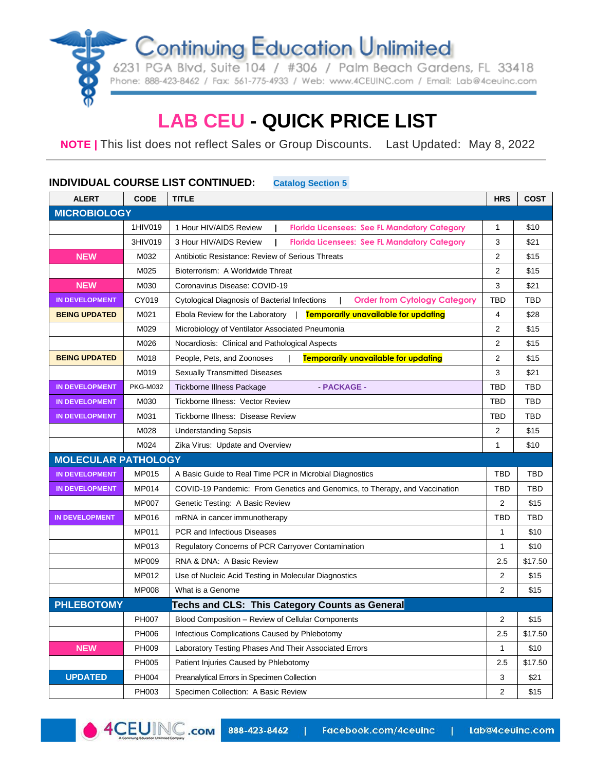# Continuing Education Unlimited

6231 PGA Blvd, Suite 104 / #306 / Palm Beach Gardens, FL 33418

Phone: 888-423-8462 / Fax: 561-775-4933 / Web: www.4CEUINC.com / Email: Lab@4ceuinc.com

# LAB CEU - QUICK PRICE LIST

**NOTE |** This list does not reflect Sales or Group Discounts. Last Updated: May 8, 2022

## INDIVIDUAL COURSE LIST CONTINUED: Catalog Section 5

| ALERT | CODE | TITLE | HRS | COST |
|---|---|---|---|---|
| **MICROBIOLOGY** | | | | |
| | 1HIV019 | 1 Hour HIV/AIDS Review \| Florida Licensees: See FL Mandatory Category | 1 | $10 |
| | 3HIV019 | 3 Hour HIV/AIDS Review \| Florida Licensees: See FL Mandatory Category | 3 | $21 |
| NEW | M032 | Antibiotic Resistance: Review of Serious Threats | 2 | $15 |
| | M025 | Bioterrorism: A Worldwide Threat | 2 | $15 |
| NEW | M030 | Coronavirus Disease: COVID-19 | 3 | $21 |
| IN DEVELOPMENT | CY019 | Cytological Diagnosis of Bacterial Infections \| Order from Cytology Category | TBD | TBD |
| BEING UPDATED | M021 | Ebola Review for the Laboratory \| Temporarily unavailable for updating | 4 | $28 |
| | M029 | Microbiology of Ventilator Associated Pneumonia | 2 | $15 |
| | M026 | Nocardiosis: Clinical and Pathological Aspects | 2 | $15 |
| BEING UPDATED | M018 | People, Pets, and Zoonoses \| Temporarily unavailable for updating | 2 | $15 |
| | M019 | Sexually Transmitted Diseases | 3 | $21 |
| IN DEVELOPMENT | PKG-M032 | Tickborne Illness Package - PACKAGE - | TBD | TBD |
| IN DEVELOPMENT | M030 | Tickborne Illness: Vector Review | TBD | TBD |
| IN DEVELOPMENT | M031 | Tickborne Illness: Disease Review | TBD | TBD |
| | M028 | Understanding Sepsis | 2 | $15 |
| | M024 | Zika Virus: Update and Overview | 1 | $10 |
| **MOLECULAR PATHOLOGY** | | | | |
| IN DEVELOPMENT | MP015 | A Basic Guide to Real Time PCR in Microbial Diagnostics | TBD | TBD |
| IN DEVELOPMENT | MP014 | COVID-19 Pandemic: From Genetics and Genomics, to Therapy, and Vaccination | TBD | TBD |
| | MP007 | Genetic Testing: A Basic Review | 2 | $15 |
| IN DEVELOPMENT | MP016 | mRNA in cancer immunotherapy | TBD | TBD |
| | MP011 | PCR and Infectious Diseases | 1 | $10 |
| | MP013 | Regulatory Concerns of PCR Carryover Contamination | 1 | $10 |
| | MP009 | RNA & DNA: A Basic Review | 2.5 | $17.50 |
| | MP012 | Use of Nucleic Acid Testing in Molecular Diagnostics | 2 | $15 |
| | MP008 | What is a Genome | 2 | $15 |
| **PHLEBOTOMY** | | **Techs and CLS: This Category Counts as General** | | |
| | PH007 | Blood Composition – Review of Cellular Components | 2 | $15 |
| | PH006 | Infectious Complications Caused by Phlebotomy | 2.5 | $17.50 |
| NEW | PH009 | Laboratory Testing Phases And Their Associated Errors | 1 | $10 |
| | PH005 | Patient Injuries Caused by Phlebotomy | 2.5 | $17.50 |
| UPDATED | PH004 | Preanalytical Errors in Specimen Collection | 3 | $21 |
| | PH003 | Specimen Collection: A Basic Review | 2 | $15 |

4CEUINC.com | 888-423-8462 | Facebook.com/4ceuinc | Lab@4ceuinc.com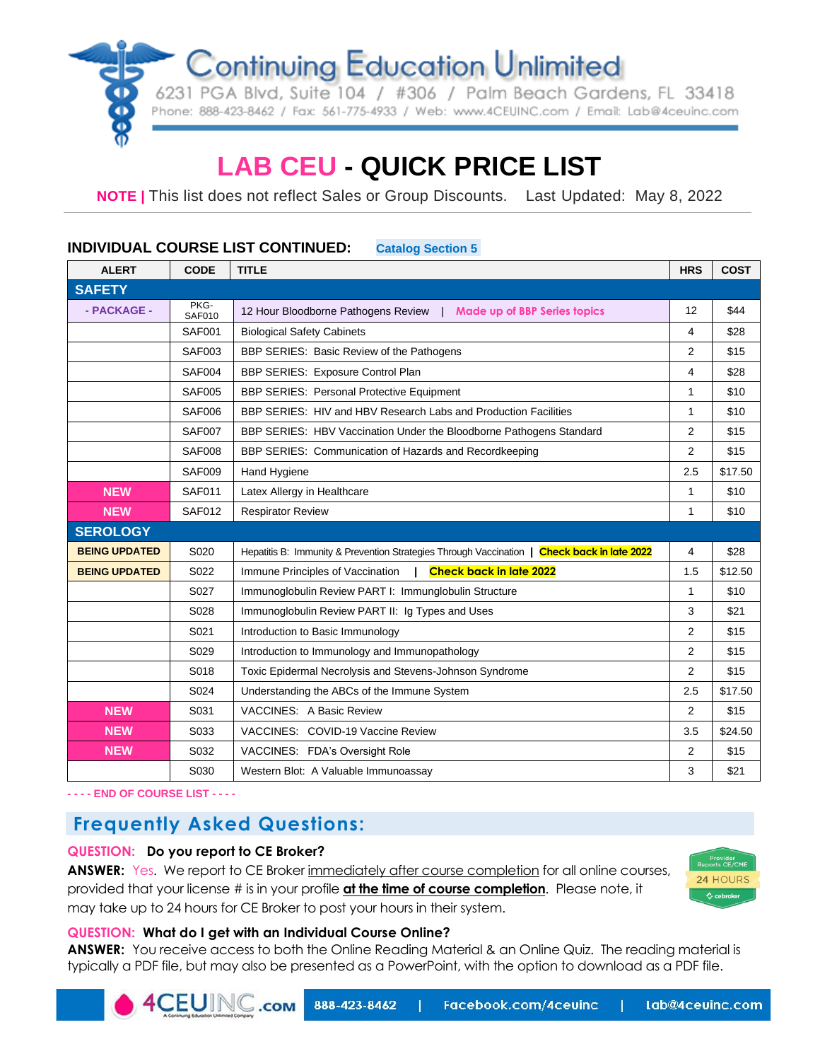# Continuing Education Unlimited

6231 PGA Blvd, Suite 104 / #306 / Palm Beach Gardens, FL 33418

Phone: 888-423-8462 / Fax: 561-775-4933 / Web: www.4CEUINC.com / Email: Lab@4ceuinc.com

# LAB CEU - QUICK PRICE LIST

**NOTE |** This list does not reflect Sales or Group Discounts. Last Updated: May 8, 2022

## INDIVIDUAL COURSE LIST CONTINUED: Catalog Section 5

| ALERT | CODE | TITLE | HRS | COST |
|---|---|---|---|---|
| **SAFETY** | | | | |
| - PACKAGE - | PKG-SAF010 | 12 Hour Bloodborne Pathogens Review \| Made up of BBP Series topics | 12 | $44 |
| | SAF001 | Biological Safety Cabinets | 4 | $28 |
| | SAF003 | BBP SERIES: Basic Review of the Pathogens | 2 | $15 |
| | SAF004 | BBP SERIES: Exposure Control Plan | 4 | $28 |
| | SAF005 | BBP SERIES: Personal Protective Equipment | 1 | $10 |
| | SAF006 | BBP SERIES: HIV and HBV Research Labs and Production Facilities | 1 | $10 |
| | SAF007 | BBP SERIES: HBV Vaccination Under the Bloodborne Pathogens Standard | 2 | $15 |
| | SAF008 | BBP SERIES: Communication of Hazards and Recordkeeping | 2 | $15 |
| | SAF009 | Hand Hygiene | 2.5 | $17.50 |
| NEW | SAF011 | Latex Allergy in Healthcare | 1 | $10 |
| NEW | SAF012 | Respirator Review | 1 | $10 |
| **SEROLOGY** | | | | |
| BEING UPDATED | S020 | Hepatitis B: Immunity & Prevention Strategies Through Vaccination \| Check back in late 2022 | 4 | $28 |
| BEING UPDATED | S022 | Immune Principles of Vaccination \| Check back in late 2022 | 1.5 | $12.50 |
| | S027 | Immunoglobulin Review PART I: Immunglobulin Structure | 1 | $10 |
| | S028 | Immunoglobulin Review PART II: Ig Types and Uses | 3 | $21 |
| | S021 | Introduction to Basic Immunology | 2 | $15 |
| | S029 | Introduction to Immunology and Immunopathology | 2 | $15 |
| | S018 | Toxic Epidermal Necrolysis and Stevens-Johnson Syndrome | 2 | $15 |
| | S024 | Understanding the ABCs of the Immune System | 2.5 | $17.50 |
| NEW | S031 | VACCINES: A Basic Review | 2 | $15 |
| NEW | S033 | VACCINES: COVID-19 Vaccine Review | 3.5 | $24.50 |
| NEW | S032 | VACCINES: FDA's Oversight Role | 2 | $15 |
| | S030 | Western Blot: A Valuable Immunoassay | 3 | $21 |

- - - - END OF COURSE LIST - - - -

## Frequently Asked Questions:

**QUESTION: Do you report to CE Broker?**

**ANSWER:** Yes. We report to CE Broker immediately after course completion for all online courses, provided that your license # is in your profile **at the time of course completion**. Please note, it may take up to 24 hours for CE Broker to post your hours in their system.

Provider Reports CE/CME 24 HOURS cebroker

**QUESTION: What do I get with an Individual Course Online?**

**ANSWER:** You receive access to both the Online Reading Material & an Online Quiz. The reading material is typically a PDF file, but may also be presented as a PowerPoint, with the option to download as a PDF file.

4CEUINC.com | 888-423-8462 | Facebook.com/4ceuinc | Lab@4ceuinc.com